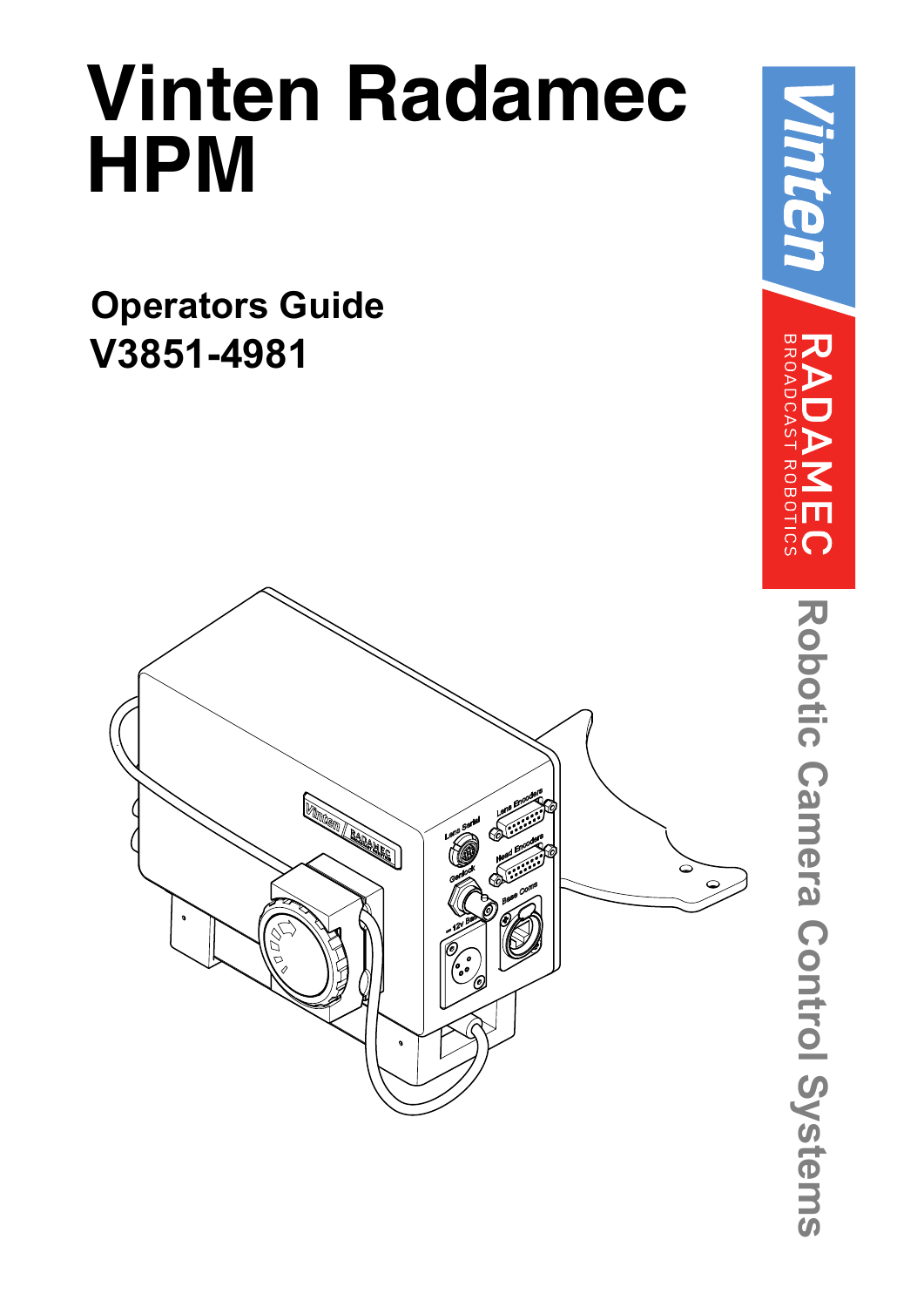# Vinten Radamec HPM

## Operators Guide

## V3851-4981

Vinten

RADAMEC
BROADCAST ROBOTICS

Robotic Camera Control Systems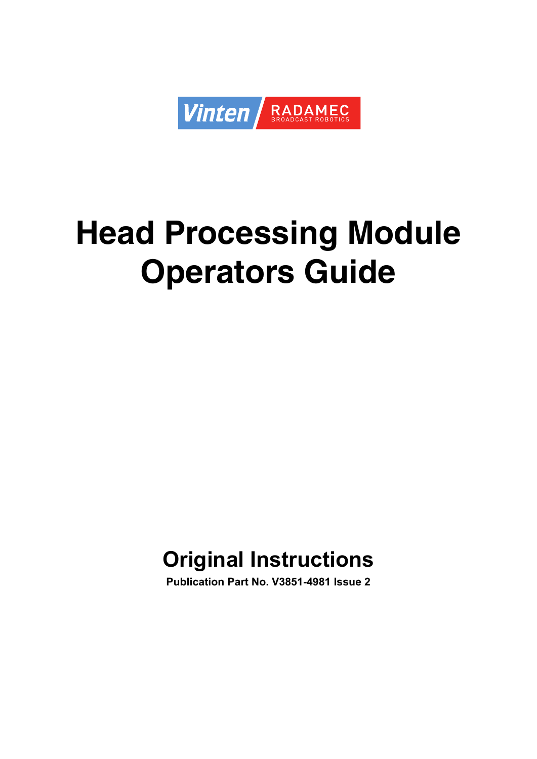Vinten RADAMEC BROADCAST ROBOTICS

# Head Processing Module Operators Guide

## Original Instructions

**Publication Part No. V3851-4981 Issue 2**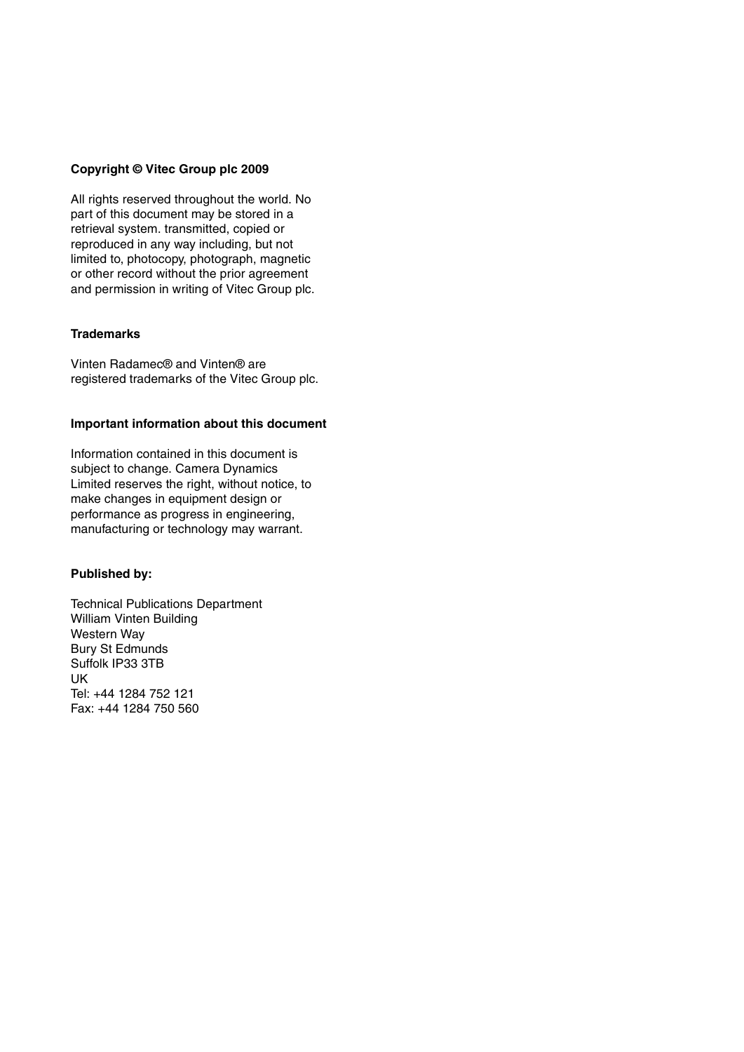**Copyright © Vitec Group plc 2009**

All rights reserved throughout the world. No part of this document may be stored in a retrieval system. transmitted, copied or reproduced in any way including, but not limited to, photocopy, photograph, magnetic or other record without the prior agreement and permission in writing of Vitec Group plc.

**Trademarks**

Vinten Radamec® and Vinten® are registered trademarks of the Vitec Group plc.

**Important information about this document**

Information contained in this document is subject to change. Camera Dynamics Limited reserves the right, without notice, to make changes in equipment design or performance as progress in engineering, manufacturing or technology may warrant.

**Published by:**

Technical Publications Department  
William Vinten Building  
Western Way  
Bury St Edmunds  
Suffolk IP33 3TB  
UK  
Tel: +44 1284 752 121  
Fax: +44 1284 750 560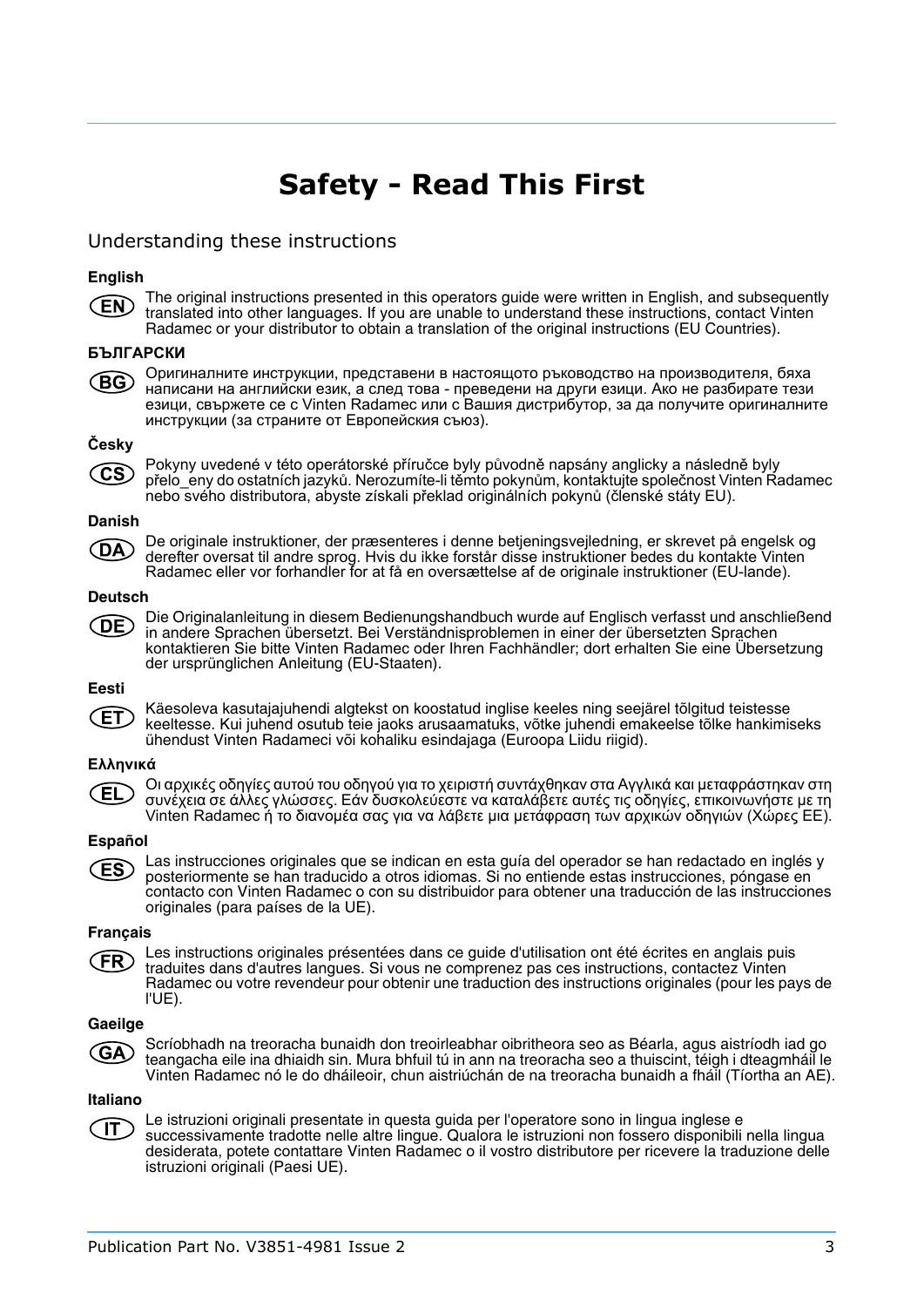# Safety - Read This First

## Understanding these instructions

**English**

EN The original instructions presented in this operators guide were written in English, and subsequently translated into other languages. If you are unable to understand these instructions, contact Vinten Radamec or your distributor to obtain a translation of the original instructions (EU Countries).

**БЪЛГАРСКИ**

BG Оригиналните инструкции, представени в настоящото ръководство на производителя, бяха написани на английски език, а след това - преведени на други езици. Ако не разбирате тези езици, свържете се с Vinten Radamec или с Вашия дистрибутор, за да получите оригиналните инструкции (за страните от Европейския съюз).

**Česky**

CS Pokyny uvedené v této operátorské příručce byly původně napsány anglicky a následně byly přelo_eny do ostatních jazyků. Nerozumíte-li těmto pokynům, kontaktujte společnost Vinten Radamec nebo svého distributora, abyste získali překlad originálních pokynů (členské státy EU).

**Danish**

DA De originale instruktioner, der præsenteres i denne betjeningsvejledning, er skrevet på engelsk og derefter oversat til andre sprog. Hvis du ikke forstår disse instruktioner bedes du kontakte Vinten Radamec eller vor forhandler for at få en oversættelse af de originale instruktioner (EU-lande).

**Deutsch**

DE Die Originalanleitung in diesem Bedienungshandbuch wurde auf Englisch verfasst und anschließend in andere Sprachen übersetzt. Bei Verständnisproblemen in einer der übersetzten Sprachen kontaktieren Sie bitte Vinten Radamec oder Ihren Fachhändler; dort erhalten Sie eine Übersetzung der ursprünglichen Anleitung (EU-Staaten).

**Eesti**

ET Käesoleva kasutajajuhendi algtekst on koostatud inglise keeles ning seejärel tõlgitud teistesse keeltesse. Kui juhend osutub teie jaoks arusaamatuks, võtke juhendi emakeelse tõlke hankimiseks ühendust Vinten Radameci või kohaliku esindajaga (Euroopa Liidu riigid).

**Ελληνικά**

EL Οι αρχικές οδηγίες αυτού του οδηγού για το χειριστή συντάχθηκαν στα Αγγλικά και μεταφράστηκαν στη συνέχεια σε άλλες γλώσσες. Εάν δυσκολεύεστε να καταλάβετε αυτές τις οδηγίες, επικοινωνήστε με τη Vinten Radamec ή το διανομέα σας για να λάβετε μια μετάφραση των αρχικών οδηγιών (Χώρες ΕΕ).

**Español**

ES Las instrucciones originales que se indican en esta guía del operador se han redactado en inglés y posteriormente se han traducido a otros idiomas. Si no entiende estas instrucciones, póngase en contacto con Vinten Radamec o con su distribuidor para obtener una traducción de las instrucciones originales (para países de la UE).

**Français**

FR Les instructions originales présentées dans ce guide d'utilisation ont été écrites en anglais puis traduites dans d'autres langues. Si vous ne comprenez pas ces instructions, contactez Vinten Radamec ou votre revendeur pour obtenir une traduction des instructions originales (pour les pays de l'UE).

**Gaeilge**

GA Scríobhadh na treoracha bunaidh don treoirleabhar oibritheora seo as Béarla, agus aistríodh iad go teangacha eile ina dhiaidh sin. Mura bhfuil tú in ann na treoracha seo a thuiscint, téigh i dteagmháil le Vinten Radamec nó le do dháileoir, chun aistriúchán de na treoracha bunaidh a fháil (Tíortha an AE).

**Italiano**

IT Le istruzioni originali presentate in questa guida per l'operatore sono in lingua inglese e successivamente tradotte nelle altre lingue. Qualora le istruzioni non fossero disponibili nella lingua desiderata, potete contattare Vinten Radamec o il vostro distributore per ricevere la traduzione delle istruzioni originali (Paesi UE).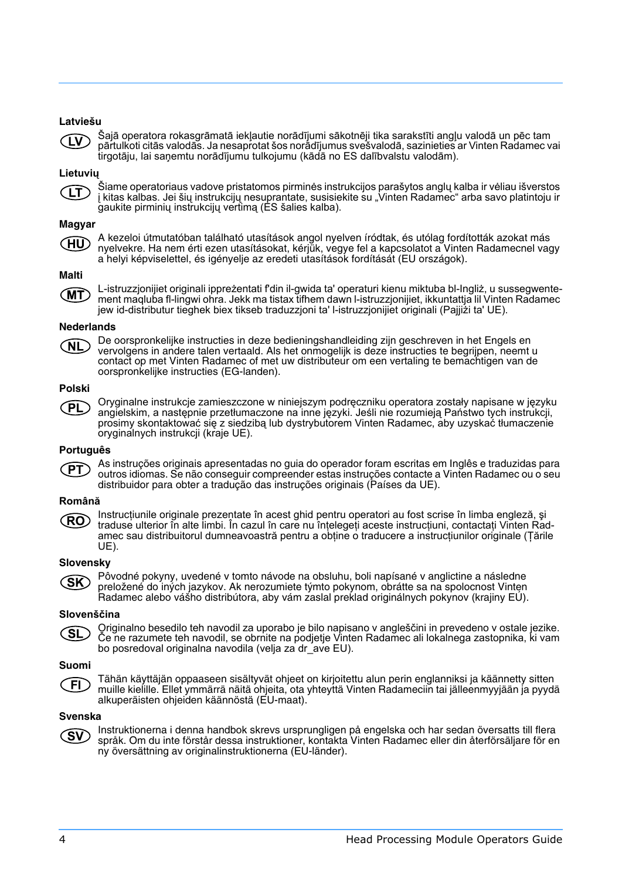**Latviešu**

(LV) Šajā operatora rokasgrāmatā iekļautie norādījumi sākotnēji tika sarakstīti angļu valodā un pēc tam pārtulkoti citās valodās. Ja nesaprotat šos norādījumus svešvalodā, sazinieties ar Vinten Radamec vai tirgotāju, lai saņemtu norādījumu tulkojumu (kādā no ES dalībvalstu valodām).

**Lietuvių**

(LT) Šiame operatoriaus vadove pristatomos pirminės instrukcijos parašytos anglų kalba ir vėliau išverstos į kitas kalbas. Jei šių instrukcijų nesuprantate, susisiekite su „Vinten Radamec" arba savo platintoju ir gaukite pirminių instrukcijų vertimą (ES šalies kalba).

**Magyar**

(HU) A kezeloi útmutatóban található utasítások angol nyelven íródtak, és utólag fordították azokat más nyelvekre. Ha nem érti ezen utasításokat, kérjük, vegye fel a kapcsolatot a Vinten Radamecnel vagy a helyi képviselettel, és igényelje az eredeti utasítások fordítását (EU országok).

**Malti**

(MT) L-istruzzjonijiet originali ippreżentati f'din il-gwida ta' operaturi kienu miktuba bl-Ingliż, u sussegwentement maqluba fl-lingwi ohra. Jekk ma tistax tifhem dawn l-istruzzjonijiet, ikkuntattja lil Vinten Radamec jew id-distributur tieghek biex tikseb traduzzjoni ta' l-istruzzjonijiet originali (Pajjiżi ta' UE).

**Nederlands**

(NL) De oorspronkelijke instructies in deze bedieningshandleiding zijn geschreven in het Engels en vervolgens in andere talen vertaald. Als het onmogelijk is deze instructies te begrijpen, neemt u contact op met Vinten Radamec of met uw distributeur om een vertaling te bemachtigen van de oorspronkelijke instructies (EG-landen).

**Polski**

(PL) Oryginalne instrukcje zamieszczone w niniejszym podręczniku operatora zostały napisane w języku angielskim, a następnie przetłumaczone na inne języki. Jeśli nie rozumieją Państwo tych instrukcji, prosimy skontaktować się z siedzibą lub dystrybutorem Vinten Radamec, aby uzyskać tłumaczenie oryginalnych instrukcji (kraje UE).

**Português**

(PT) As instruções originais apresentadas no guia do operador foram escritas em Inglês e traduzidas para outros idiomas. Se não conseguir compreender estas instruções contacte a Vinten Radamec ou o seu distribuidor para obter a tradução das instruções originais (Países da UE).

**Română**

(RO) Instrucțiunile originale prezentate în acest ghid pentru operatori au fost scrise în limba engleză, și traduse ulterior în alte limbi. În cazul în care nu înțelegeți aceste instrucțiuni, contactați Vinten Radamec sau distribuitorul dumneavoastră pentru a obține o traducere a instrucțiunilor originale (Țările UE).

**Slovensky**

(SK) Pôvodné pokyny, uvedené v tomto návode na obsluhu, boli napísané v anglictine a následne preložené do iných jazykov. Ak nerozumiete týmto pokynom, obráťte sa na spolocnost Vinten Radamec alebo vášho distribútora, aby vám zaslal preklad originálnych pokynov (krajiny EÚ).

**Slovenščina**

(SL) Originalno besedilo teh navodil za uporabo je bilo napisano v angleščini in prevedeno v ostale jezike. Če ne razumete teh navodil, se obrnite na podjetje Vinten Radamec ali lokalnega zastopnika, ki vam bo posredoval originalna navodila (velja za dr_ave EU).

**Suomi**

(FI) Tähän käyttäjän oppaaseen sisältyvät ohjeet on kirjoitettu alun perin englanniksi ja käännetty sitten muille kielille. Ellet ymmärrä näitä ohjeita, ota yhteyttä Vinten Radameciin tai jälleenmyyjään ja pyydä alkuperäisten ohjeiden käännöstä (EU-maat).

**Svenska**

(SV) Instruktionerna i denna handbok skrevs ursprungligen på engelska och har sedan översatts till flera språk. Om du inte förstår dessa instruktioner, kontakta Vinten Radamec eller din återförsäljare för en ny översättning av originalinstruktionerna (EU-länder).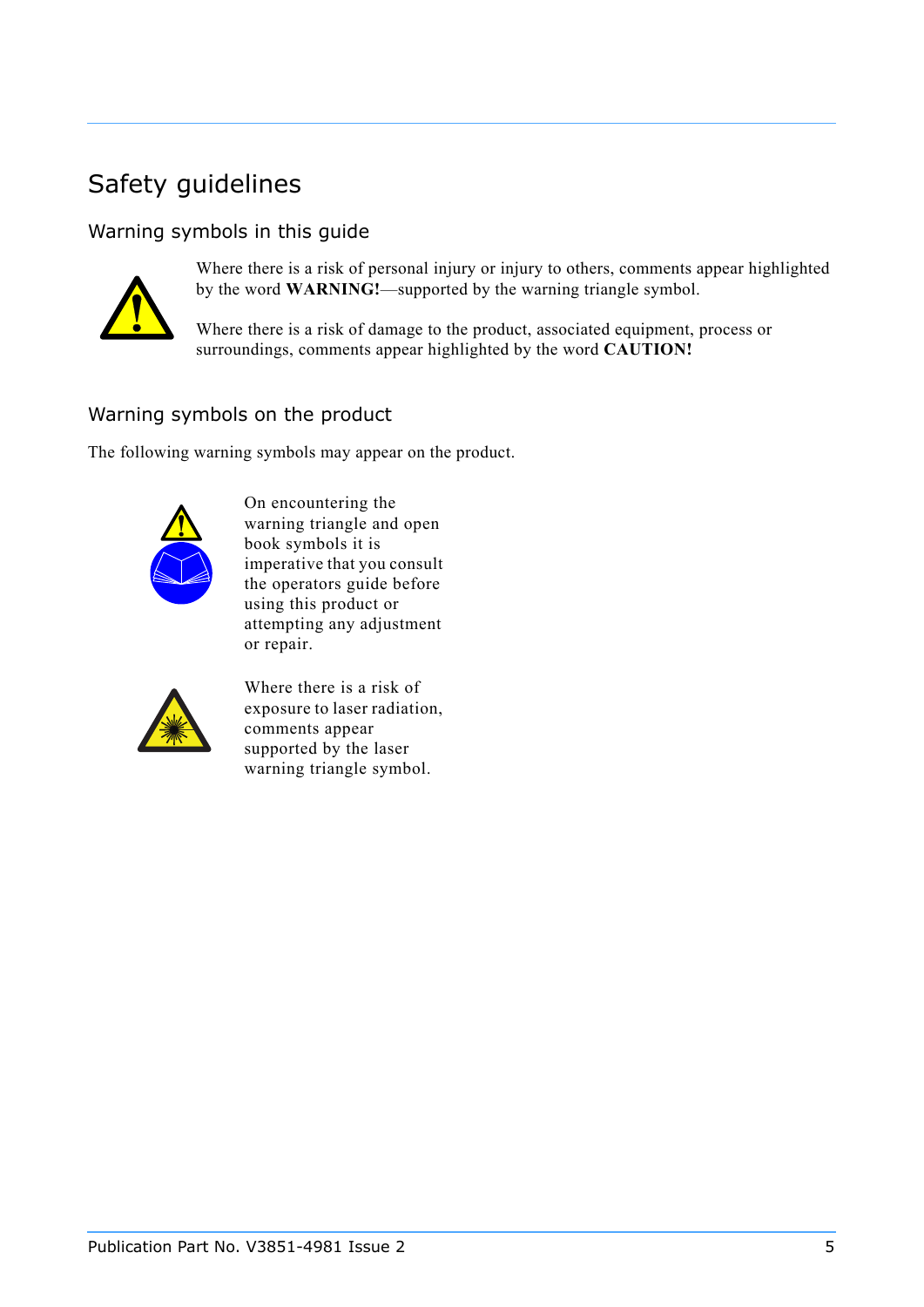# Safety guidelines

## Warning symbols in this guide

Where there is a risk of personal injury or injury to others, comments appear highlighted by the word **WARNING!**—supported by the warning triangle symbol.

Where there is a risk of damage to the product, associated equipment, process or surroundings, comments appear highlighted by the word **CAUTION!**

## Warning symbols on the product

The following warning symbols may appear on the product.

On encountering the warning triangle and open book symbols it is imperative that you consult the operators guide before using this product or attempting any adjustment or repair.

Where there is a risk of exposure to laser radiation, comments appear supported by the laser warning triangle symbol.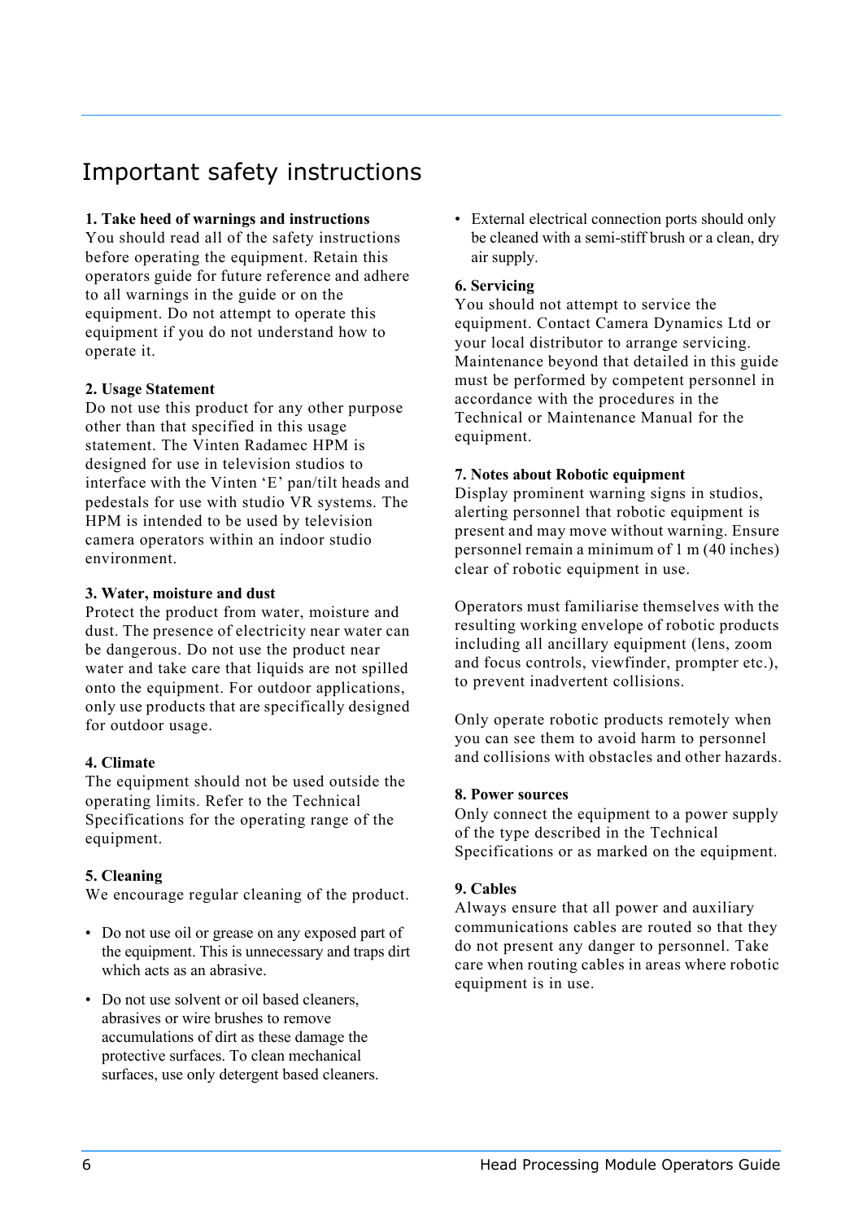# Important safety instructions

**1. Take heed of warnings and instructions**

You should read all of the safety instructions before operating the equipment. Retain this operators guide for future reference and adhere to all warnings in the guide or on the equipment. Do not attempt to operate this equipment if you do not understand how to operate it.

**2. Usage Statement**

Do not use this product for any other purpose other than that specified in this usage statement. The Vinten Radamec HPM is designed for use in television studios to interface with the Vinten 'E' pan/tilt heads and pedestals for use with studio VR systems. The HPM is intended to be used by television camera operators within an indoor studio environment.

**3. Water, moisture and dust**

Protect the product from water, moisture and dust. The presence of electricity near water can be dangerous. Do not use the product near water and take care that liquids are not spilled onto the equipment. For outdoor applications, only use products that are specifically designed for outdoor usage.

**4. Climate**

The equipment should not be used outside the operating limits. Refer to the Technical Specifications for the operating range of the equipment.

**5. Cleaning**

We encourage regular cleaning of the product.

- Do not use oil or grease on any exposed part of the equipment. This is unnecessary and traps dirt which acts as an abrasive.
- Do not use solvent or oil based cleaners, abrasives or wire brushes to remove accumulations of dirt as these damage the protective surfaces. To clean mechanical surfaces, use only detergent based cleaners.
- External electrical connection ports should only be cleaned with a semi-stiff brush or a clean, dry air supply.

**6. Servicing**

You should not attempt to service the equipment. Contact Camera Dynamics Ltd or your local distributor to arrange servicing. Maintenance beyond that detailed in this guide must be performed by competent personnel in accordance with the procedures in the Technical or Maintenance Manual for the equipment.

**7. Notes about Robotic equipment**

Display prominent warning signs in studios, alerting personnel that robotic equipment is present and may move without warning. Ensure personnel remain a minimum of 1 m (40 inches) clear of robotic equipment in use.

Operators must familiarise themselves with the resulting working envelope of robotic products including all ancillary equipment (lens, zoom and focus controls, viewfinder, prompter etc.), to prevent inadvertent collisions.

Only operate robotic products remotely when you can see them to avoid harm to personnel and collisions with obstacles and other hazards.

**8. Power sources**

Only connect the equipment to a power supply of the type described in the Technical Specifications or as marked on the equipment.

**9. Cables**

Always ensure that all power and auxiliary communications cables are routed so that they do not present any danger to personnel. Take care when routing cables in areas where robotic equipment is in use.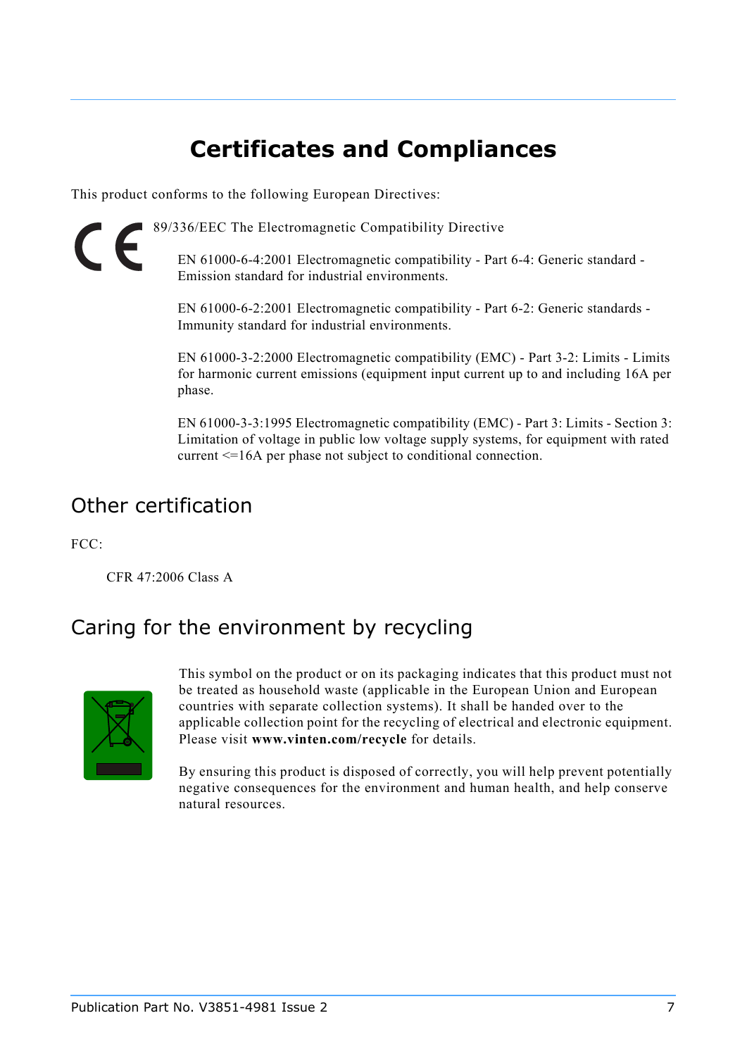# Certificates and Compliances

This product conforms to the following European Directives:

89/336/EEC The Electromagnetic Compatibility Directive

EN 61000-6-4:2001 Electromagnetic compatibility - Part 6-4: Generic standard - Emission standard for industrial environments.

EN 61000-6-2:2001 Electromagnetic compatibility - Part 6-2: Generic standards - Immunity standard for industrial environments.

EN 61000-3-2:2000 Electromagnetic compatibility (EMC) - Part 3-2: Limits - Limits for harmonic current emissions (equipment input current up to and including 16A per phase.

EN 61000-3-3:1995 Electromagnetic compatibility (EMC) - Part 3: Limits - Section 3: Limitation of voltage in public low voltage supply systems, for equipment with rated current <=16A per phase not subject to conditional connection.

## Other certification

FCC:

CFR 47:2006 Class A

## Caring for the environment by recycling

This symbol on the product or on its packaging indicates that this product must not be treated as household waste (applicable in the European Union and European countries with separate collection systems). It shall be handed over to the applicable collection point for the recycling of electrical and electronic equipment. Please visit **www.vinten.com/recycle** for details.

By ensuring this product is disposed of correctly, you will help prevent potentially negative consequences for the environment and human health, and help conserve natural resources.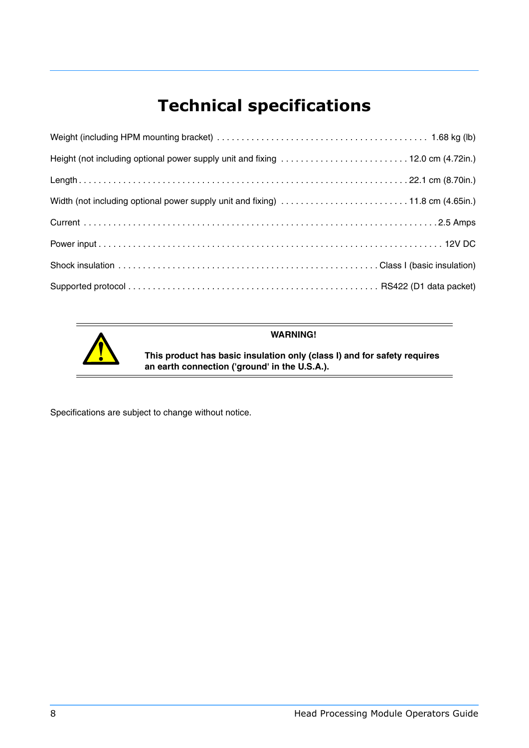# Technical specifications

| Specification | Value |
| --- | --- |
| Weight (including HPM mounting bracket) | 1.68 kg (lb) |
| Height (not including optional power supply unit and fixing | 12.0 cm (4.72in.) |
| Length | 22.1 cm (8.70in.) |
| Width (not including optional power supply unit and fixing) | 11.8 cm (4.65in.) |
| Current | 2.5 Amps |
| Power input | 12V DC |
| Shock insulation | Class I (basic insulation) |
| Supported protocol | RS422 (D1 data packet) |

**WARNING!**

**This product has basic insulation only (class I) and for safety requires an earth connection ('ground' in the U.S.A.).**

Specifications are subject to change without notice.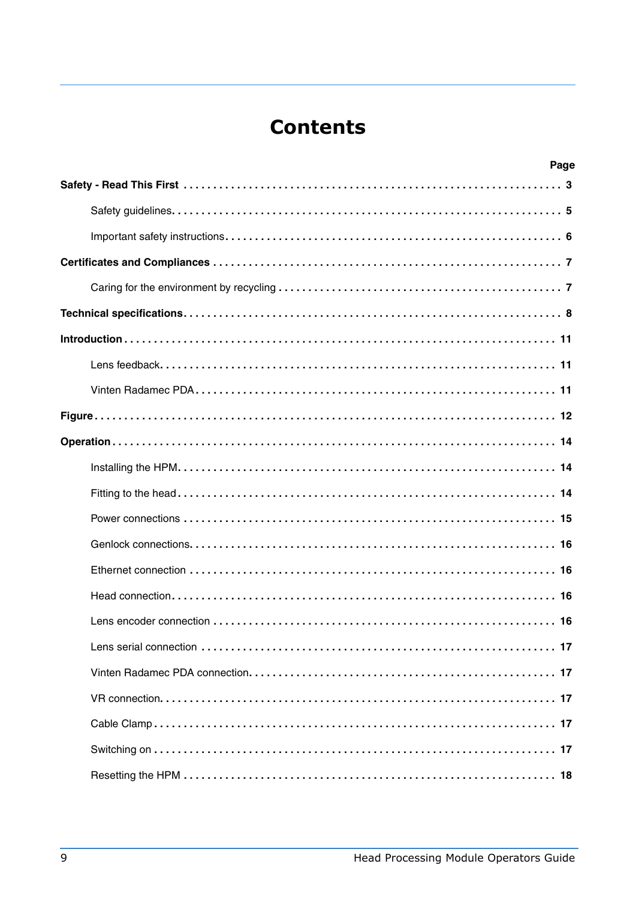# Contents

| | Page |
|---|---|
| **Safety - Read This First** | **3** |
| Safety guidelines | **5** |
| Important safety instructions | **6** |
| **Certificates and Compliances** | **7** |
| Caring for the environment by recycling | **7** |
| **Technical specifications** | **8** |
| **Introduction** | **11** |
| Lens feedback | **11** |
| Vinten Radamec PDA | **11** |
| **Figure** | **12** |
| **Operation** | **14** |
| Installing the HPM | **14** |
| Fitting to the head | **14** |
| Power connections | **15** |
| Genlock connections | **16** |
| Ethernet connection | **16** |
| Head connection | **16** |
| Lens encoder connection | **16** |
| Lens serial connection | **17** |
| Vinten Radamec PDA connection | **17** |
| VR connection | **17** |
| Cable Clamp | **17** |
| Switching on | **17** |
| Resetting the HPM | **18** |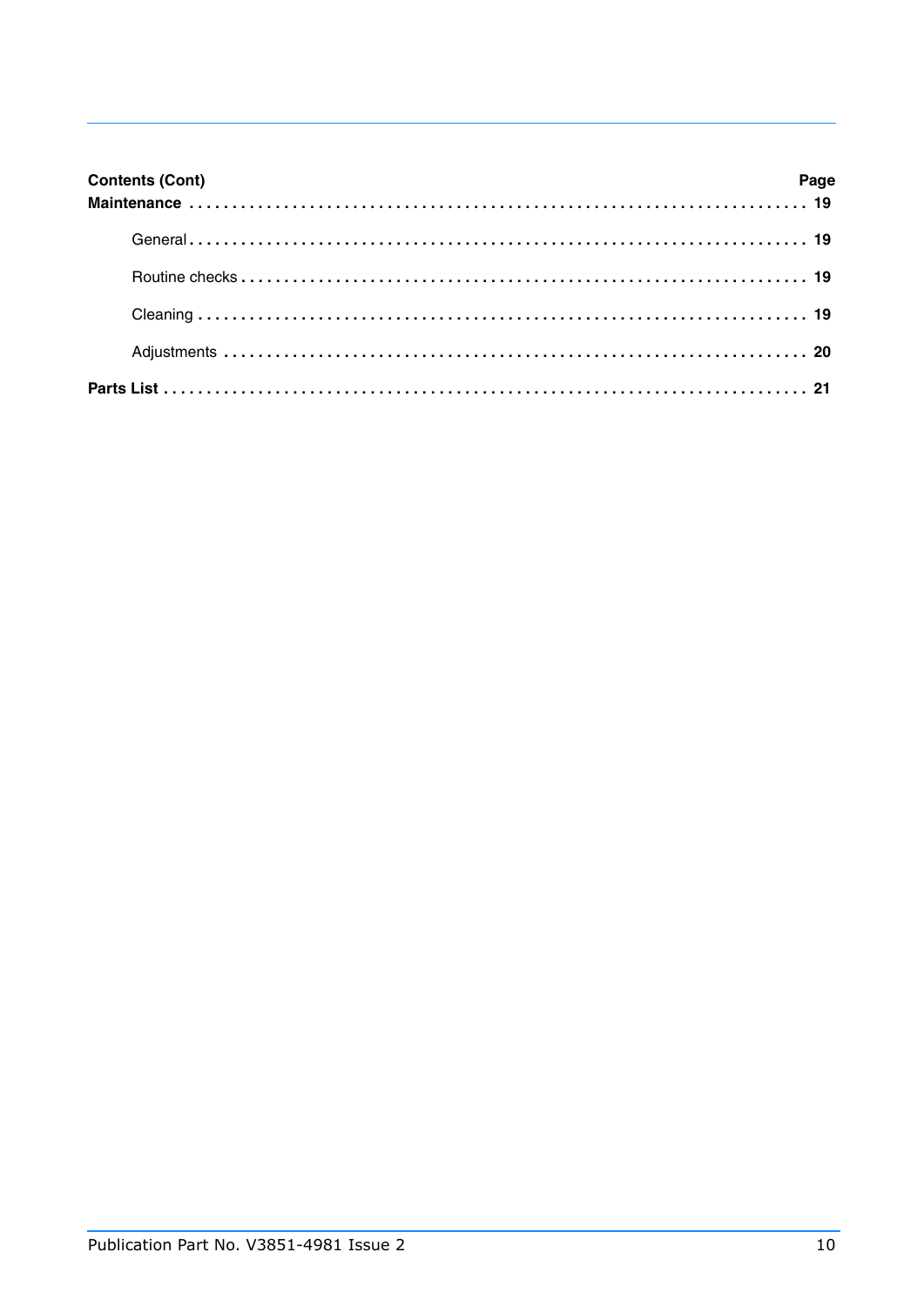| **Contents (Cont)** | **Page** |
|---|---|
| **Maintenance** | **19** |
| General | **19** |
| Routine checks | **19** |
| Cleaning | **19** |
| Adjustments | **20** |
| **Parts List** | **21** |

Publication Part No. V3851-4981 Issue 2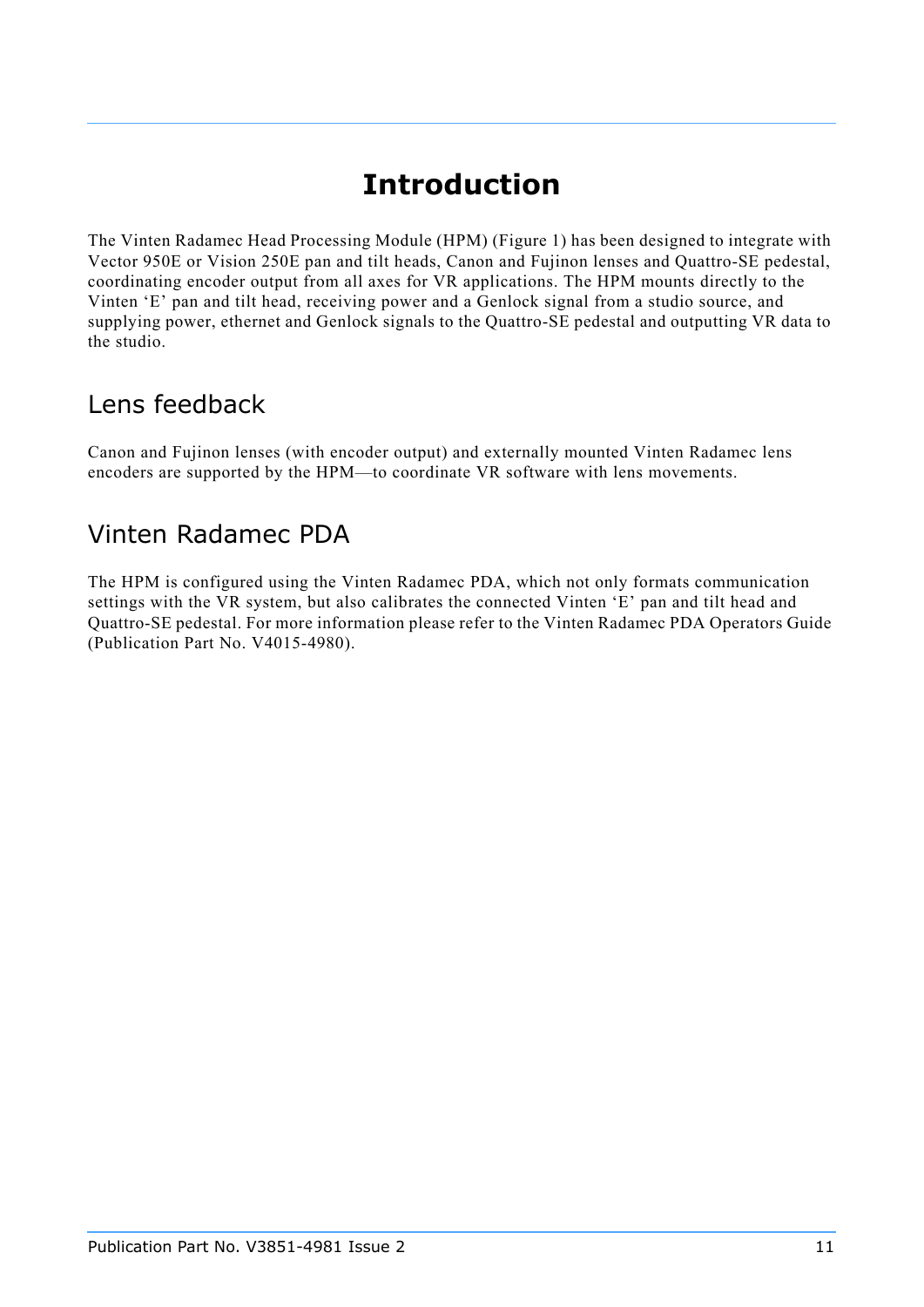# Introduction

The Vinten Radamec Head Processing Module (HPM) (Figure 1) has been designed to integrate with Vector 950E or Vision 250E pan and tilt heads, Canon and Fujinon lenses and Quattro-SE pedestal, coordinating encoder output from all axes for VR applications. The HPM mounts directly to the Vinten ‘E’ pan and tilt head, receiving power and a Genlock signal from a studio source, and supplying power, ethernet and Genlock signals to the Quattro-SE pedestal and outputting VR data to the studio.

## Lens feedback

Canon and Fujinon lenses (with encoder output) and externally mounted Vinten Radamec lens encoders are supported by the HPM—to coordinate VR software with lens movements.

## Vinten Radamec PDA

The HPM is configured using the Vinten Radamec PDA, which not only formats communication settings with the VR system, but also calibrates the connected Vinten ‘E’ pan and tilt head and Quattro-SE pedestal. For more information please refer to the Vinten Radamec PDA Operators Guide (Publication Part No. V4015-4980).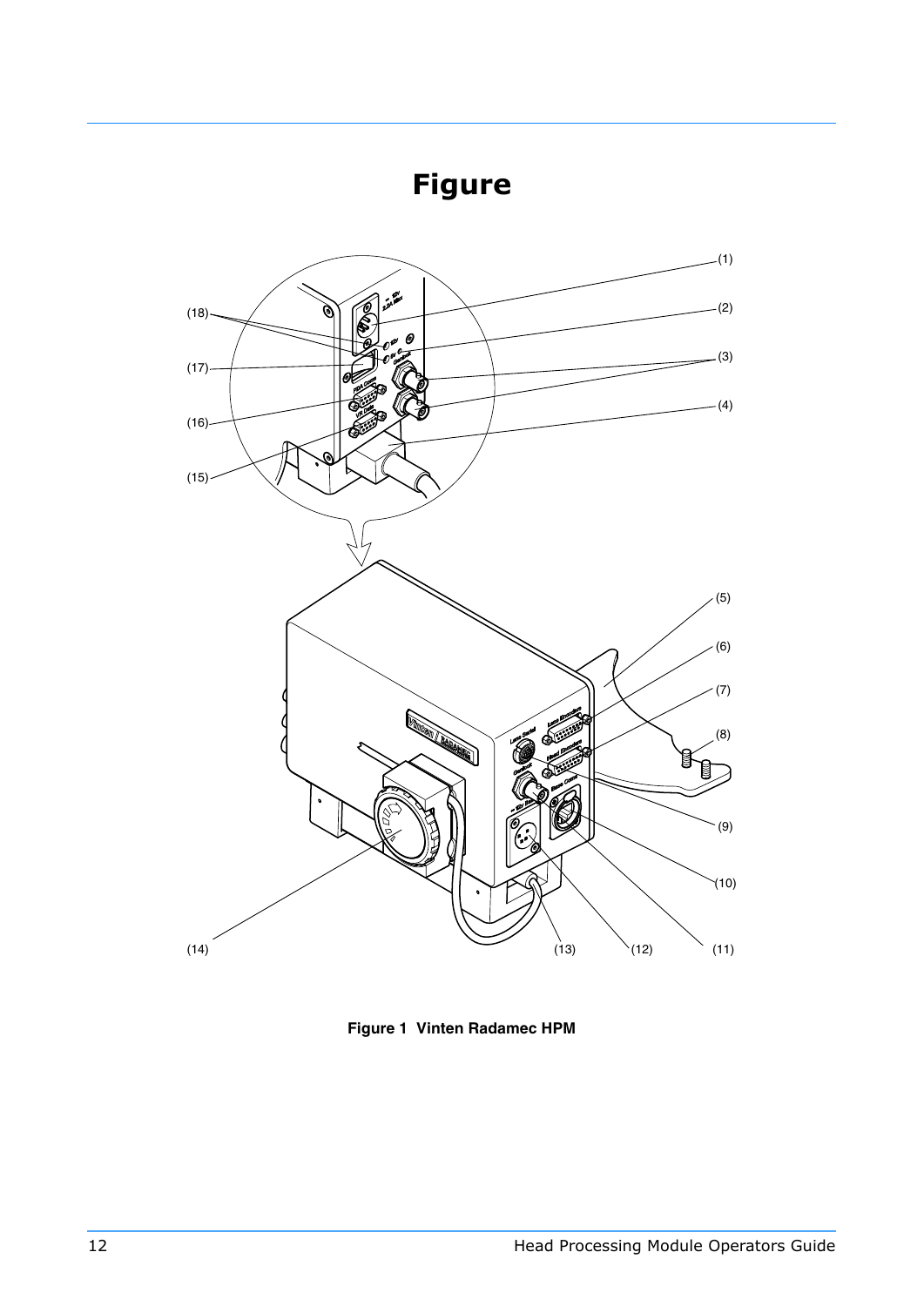# Figure

Figure 1 Vinten Radamec HPM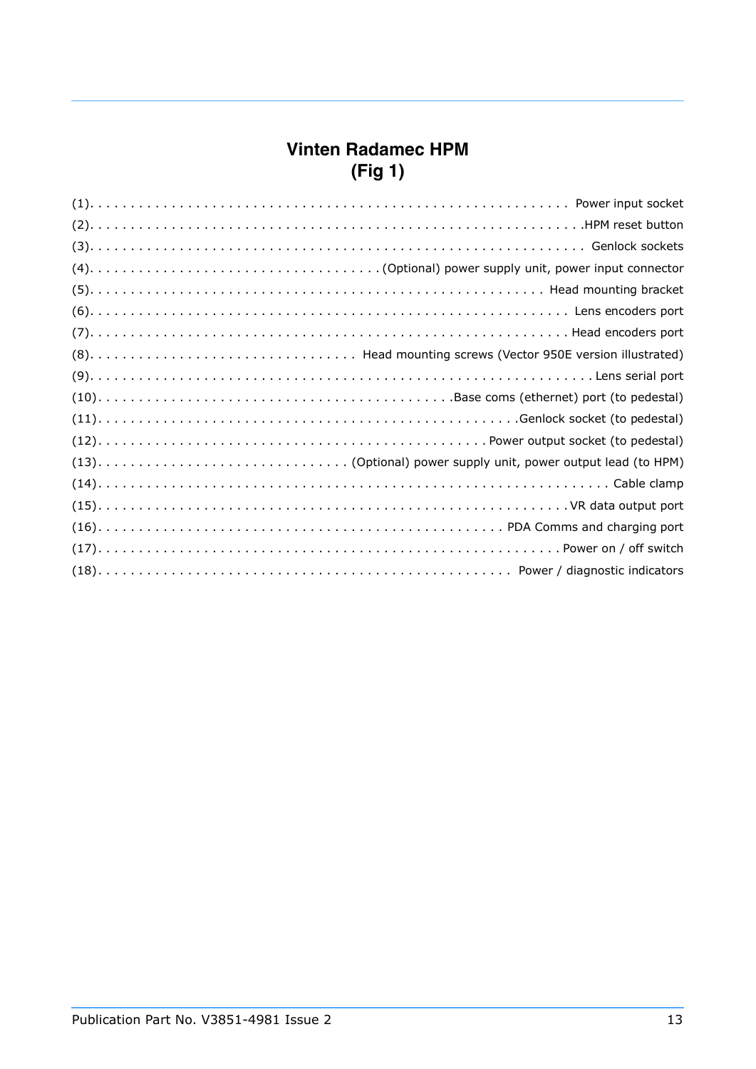## Vinten Radamec HPM
## (Fig 1)

(1). . . . . . . . . . . . . . . . . . . . . . . . . . . . . . . . . . . . . . . . . . . . . . . . . . . . . . . . . . . . Power input socket
(2). . . . . . . . . . . . . . . . . . . . . . . . . . . . . . . . . . . . . . . . . . . . . . . . . . . . . . . . . . . . . .HPM reset button
(3). . . . . . . . . . . . . . . . . . . . . . . . . . . . . . . . . . . . . . . . . . . . . . . . . . . . . . . . . . . . . . Genlock sockets
(4). . . . . . . . . . . . . . . . . . . . . . . . . . . . . . . . . . . . .(Optional) power supply unit, power input connector
(5). . . . . . . . . . . . . . . . . . . . . . . . . . . . . . . . . . . . . . . . . . . . . . . . . . . . . . . . . Head mounting bracket
(6). . . . . . . . . . . . . . . . . . . . . . . . . . . . . . . . . . . . . . . . . . . . . . . . . . . . . . . . . . . . Lens encoders port
(7). . . . . . . . . . . . . . . . . . . . . . . . . . . . . . . . . . . . . . . . . . . . . . . . . . . . . . . . . . . . Head encoders port
(8). . . . . . . . . . . . . . . . . . . . . . . . . . . . . . . . . . Head mounting screws (Vector 950E version illustrated)
(9). . . . . . . . . . . . . . . . . . . . . . . . . . . . . . . . . . . . . . . . . . . . . . . . . . . . . . . . . . . . . . . Lens serial port
(10). . . . . . . . . . . . . . . . . . . . . . . . . . . . . . . . . . . . . . . . . . . . . .Base coms (ethernet) port (to pedestal)
(11). . . . . . . . . . . . . . . . . . . . . . . . . . . . . . . . . . . . . . . . . . . . . . . . . . . . . .Genlock socket (to pedestal)
(12). . . . . . . . . . . . . . . . . . . . . . . . . . . . . . . . . . . . . . . . . . . . . . . . . . . Power output socket (to pedestal)
(13). . . . . . . . . . . . . . . . . . . . . . . . . . . . . . . . . (Optional) power supply unit, power output lead (to HPM)
(14). . . . . . . . . . . . . . . . . . . . . . . . . . . . . . . . . . . . . . . . . . . . . . . . . . . . . . . . . . . . . . . . . Cable clamp
(15). . . . . . . . . . . . . . . . . . . . . . . . . . . . . . . . . . . . . . . . . . . . . . . . . . . . . . . . . . . . . . . VR data output port
(16). . . . . . . . . . . . . . . . . . . . . . . . . . . . . . . . . . . . . . . . . . . . . . . . . . . PDA Comms and charging port
(17). . . . . . . . . . . . . . . . . . . . . . . . . . . . . . . . . . . . . . . . . . . . . . . . . . . . . . . . . . . . Power on / off switch
(18). . . . . . . . . . . . . . . . . . . . . . . . . . . . . . . . . . . . . . . . . . . . . . . . . . . . . . Power / diagnostic indicators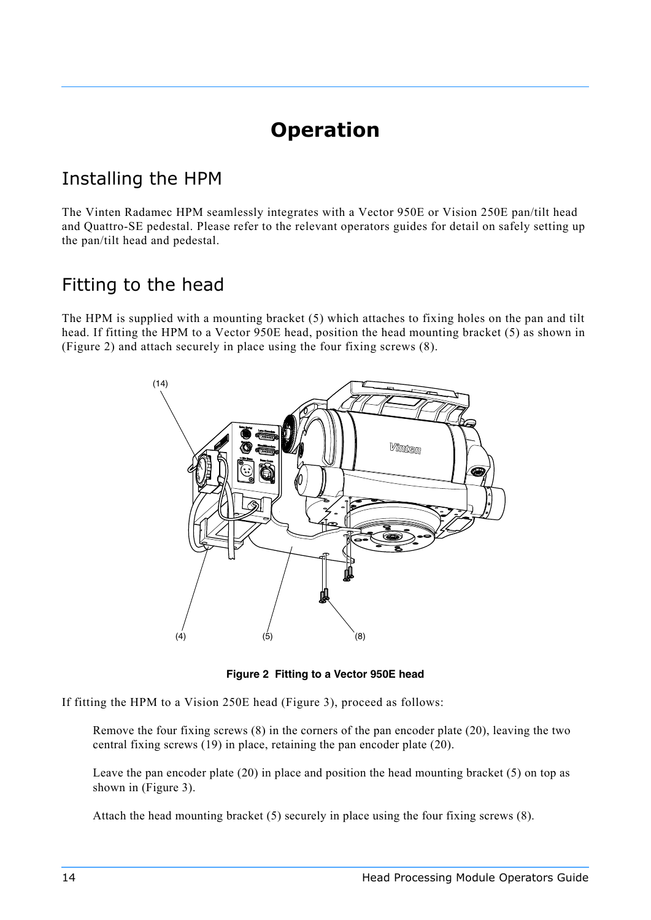# Operation

## Installing the HPM

The Vinten Radamec HPM seamlessly integrates with a Vector 950E or Vision 250E pan/tilt head and Quattro-SE pedestal. Please refer to the relevant operators guides for detail on safely setting up the pan/tilt head and pedestal.

## Fitting to the head

The HPM is supplied with a mounting bracket (5) which attaches to fixing holes on the pan and tilt head. If fitting the HPM to a Vector 950E head, position the head mounting bracket (5) as shown in (Figure 2) and attach securely in place using the four fixing screws (8).

**Figure 2 Fitting to a Vector 950E head**

If fitting the HPM to a Vision 250E head (Figure 3), proceed as follows:

Remove the four fixing screws (8) in the corners of the pan encoder plate (20), leaving the two central fixing screws (19) in place, retaining the pan encoder plate (20).

Leave the pan encoder plate (20) in place and position the head mounting bracket (5) on top as shown in (Figure 3).

Attach the head mounting bracket (5) securely in place using the four fixing screws (8).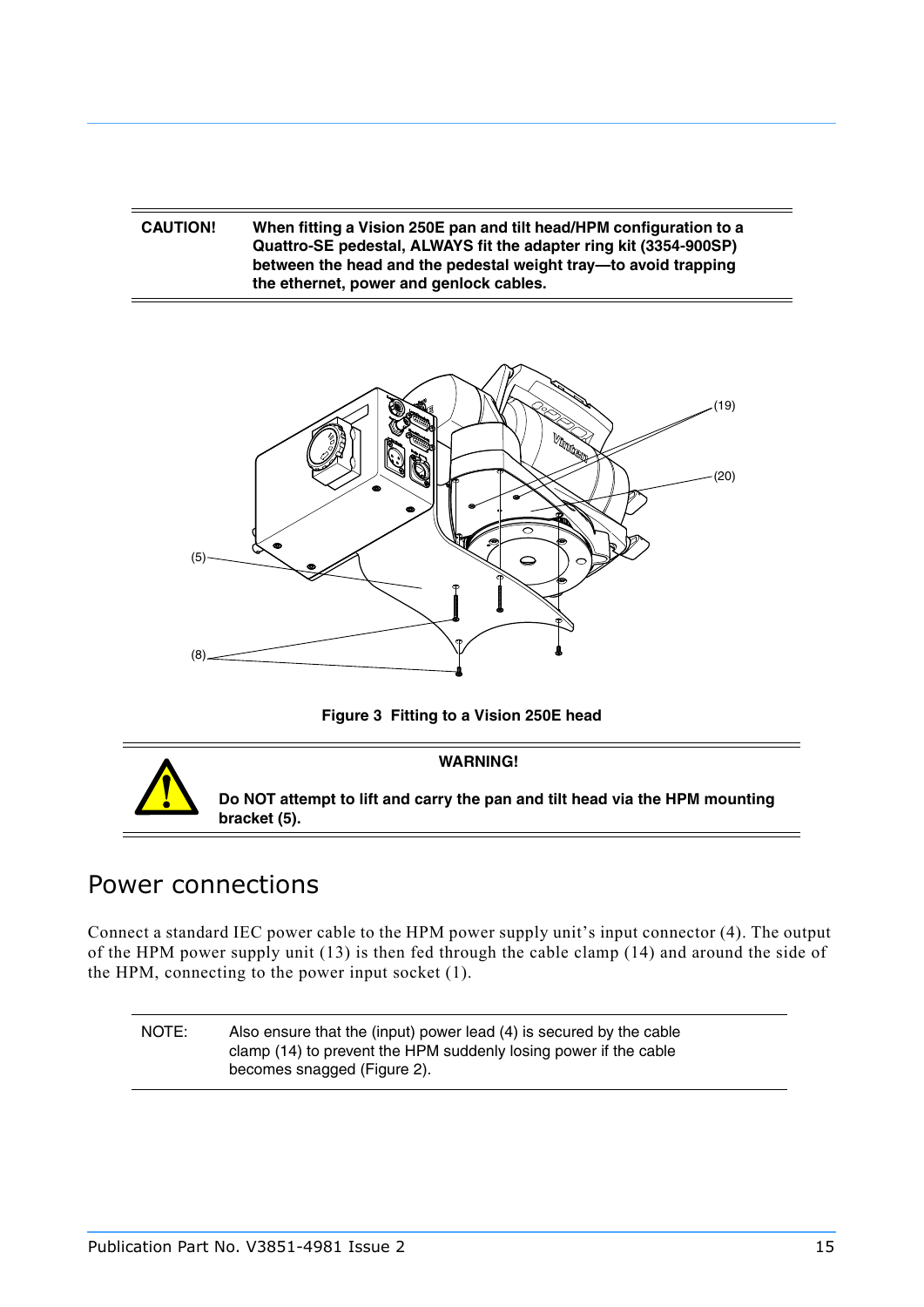**CAUTION!** **When fitting a Vision 250E pan and tilt head/HPM configuration to a Quattro-SE pedestal, ALWAYS fit the adapter ring kit (3354-900SP) between the head and the pedestal weight tray—to avoid trapping the ethernet, power and genlock cables.**

**Figure 3 Fitting to a Vision 250E head**

**WARNING!**

**Do NOT attempt to lift and carry the pan and tilt head via the HPM mounting bracket (5).**

## Power connections

Connect a standard IEC power cable to the HPM power supply unit's input connector (4). The output of the HPM power supply unit (13) is then fed through the cable clamp (14) and around the side of the HPM, connecting to the power input socket (1).

NOTE: Also ensure that the (input) power lead (4) is secured by the cable clamp (14) to prevent the HPM suddenly losing power if the cable becomes snagged (Figure 2).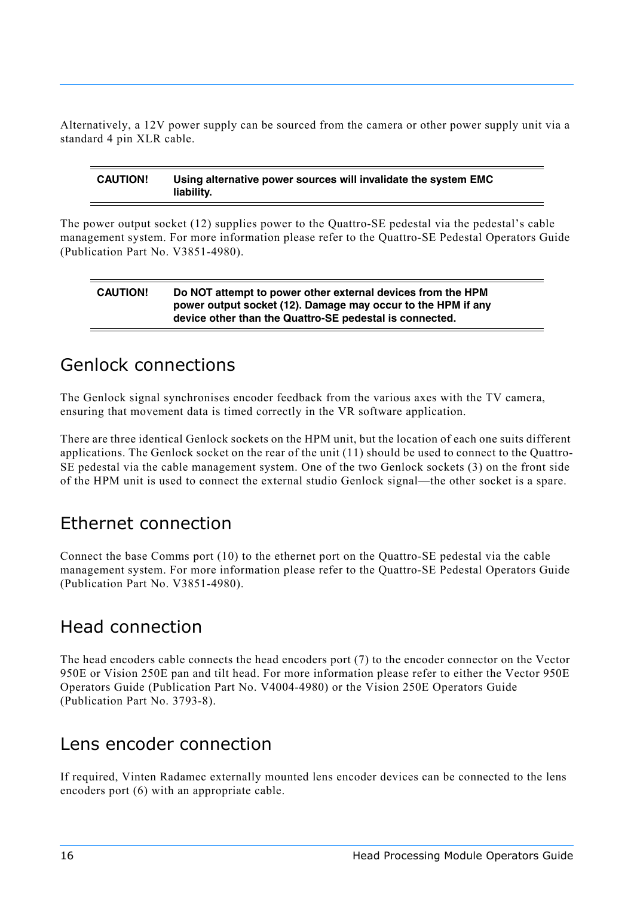Alternatively, a 12V power supply can be sourced from the camera or other power supply unit via a standard 4 pin XLR cable.

| | |
|---|---|
| **CAUTION!** | **Using alternative power sources will invalidate the system EMC liability.** |

The power output socket (12) supplies power to the Quattro-SE pedestal via the pedestal's cable management system. For more information please refer to the Quattro-SE Pedestal Operators Guide (Publication Part No. V3851-4980).

| | |
|---|---|
| **CAUTION!** | **Do NOT attempt to power other external devices from the HPM power output socket (12). Damage may occur to the HPM if any device other than the Quattro-SE pedestal is connected.** |

## Genlock connections

The Genlock signal synchronises encoder feedback from the various axes with the TV camera, ensuring that movement data is timed correctly in the VR software application.

There are three identical Genlock sockets on the HPM unit, but the location of each one suits different applications. The Genlock socket on the rear of the unit (11) should be used to connect to the Quattro-SE pedestal via the cable management system. One of the two Genlock sockets (3) on the front side of the HPM unit is used to connect the external studio Genlock signal—the other socket is a spare.

## Ethernet connection

Connect the base Comms port (10) to the ethernet port on the Quattro-SE pedestal via the cable management system. For more information please refer to the Quattro-SE Pedestal Operators Guide (Publication Part No. V3851-4980).

## Head connection

The head encoders cable connects the head encoders port (7) to the encoder connector on the Vector 950E or Vision 250E pan and tilt head. For more information please refer to either the Vector 950E Operators Guide (Publication Part No. V4004-4980) or the Vision 250E Operators Guide (Publication Part No. 3793-8).

## Lens encoder connection

If required, Vinten Radamec externally mounted lens encoder devices can be connected to the lens encoders port (6) with an appropriate cable.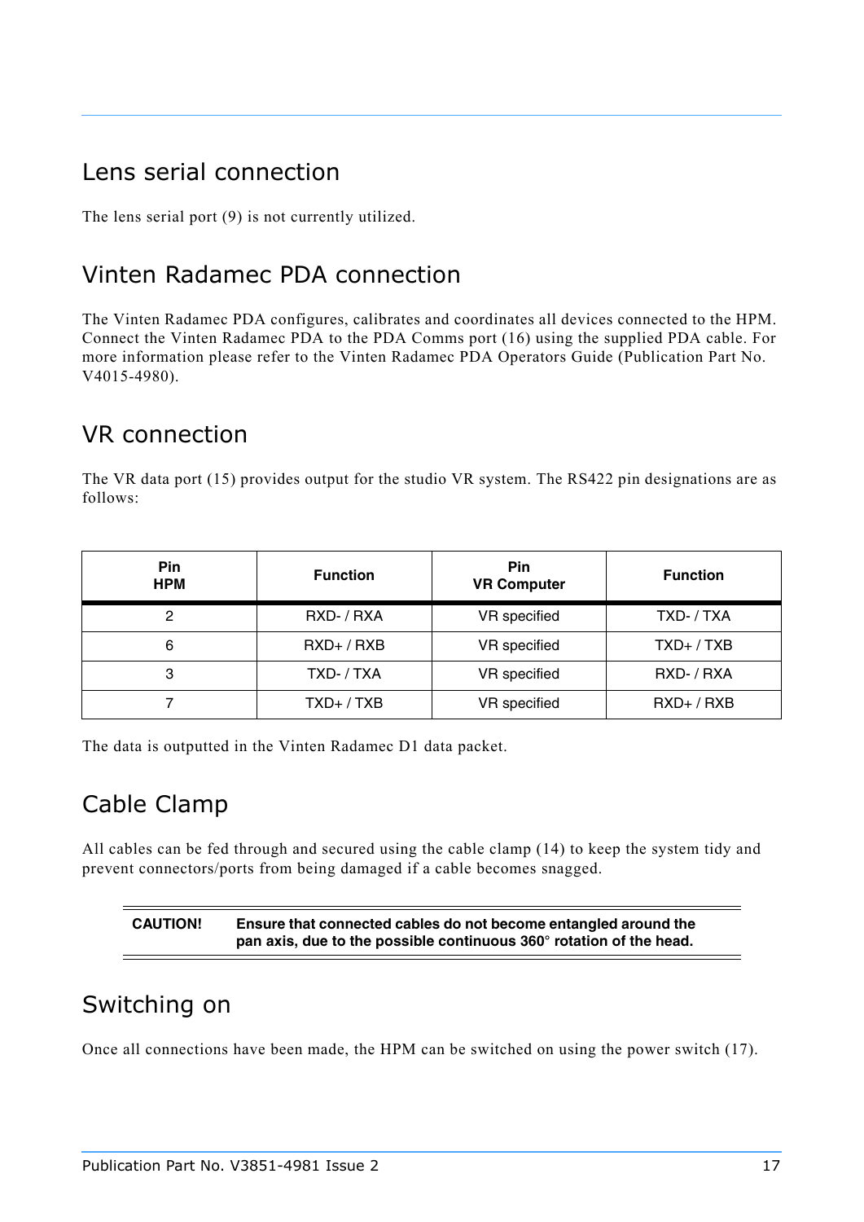## Lens serial connection

The lens serial port (9) is not currently utilized.

## Vinten Radamec PDA connection

The Vinten Radamec PDA configures, calibrates and coordinates all devices connected to the HPM. Connect the Vinten Radamec PDA to the PDA Comms port (16) using the supplied PDA cable. For more information please refer to the Vinten Radamec PDA Operators Guide (Publication Part No. V4015-4980).

## VR connection

The VR data port (15) provides output for the studio VR system. The RS422 pin designations are as follows:

| Pin HPM | Function | Pin VR Computer | Function |
|---|---|---|---|
| 2 | RXD- / RXA | VR specified | TXD- / TXA |
| 6 | RXD+ / RXB | VR specified | TXD+ / TXB |
| 3 | TXD- / TXA | VR specified | RXD- / RXA |
| 7 | TXD+ / TXB | VR specified | RXD+ / RXB |

The data is outputted in the Vinten Radamec D1 data packet.

## Cable Clamp

All cables can be fed through and secured using the cable clamp (14) to keep the system tidy and prevent connectors/ports from being damaged if a cable becomes snagged.

**CAUTION!** **Ensure that connected cables do not become entangled around the pan axis, due to the possible continuous 360° rotation of the head.**

## Switching on

Once all connections have been made, the HPM can be switched on using the power switch (17).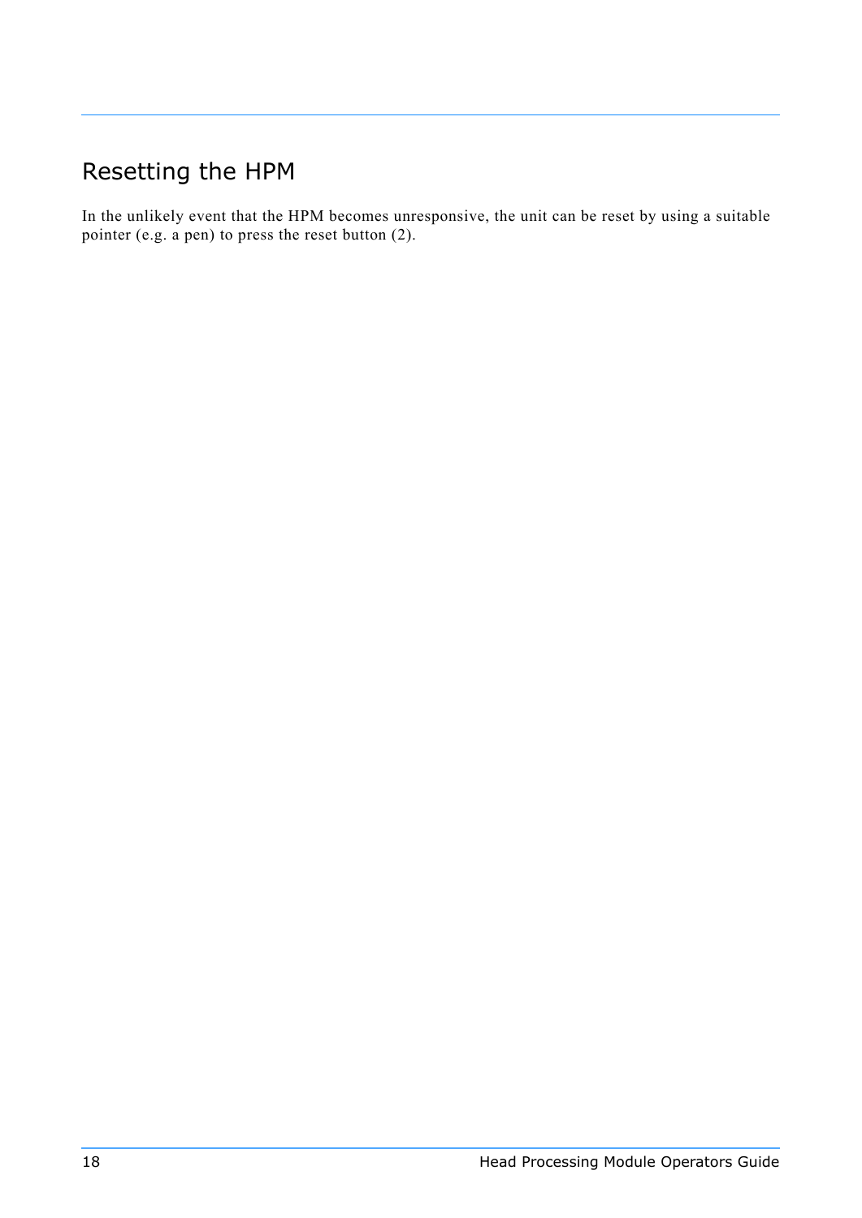## Resetting the HPM

In the unlikely event that the HPM becomes unresponsive, the unit can be reset by using a suitable pointer (e.g. a pen) to press the reset button (2).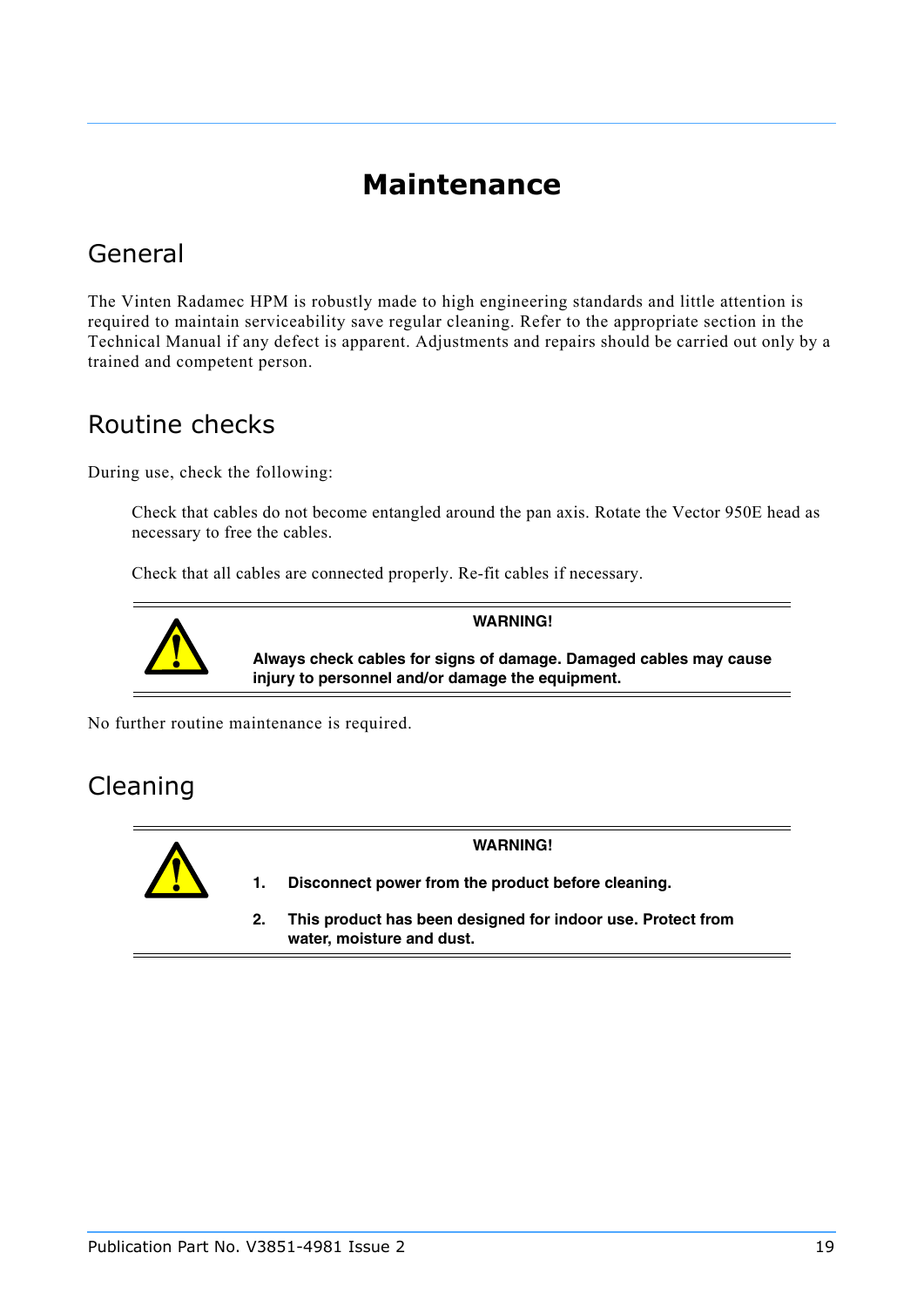# Maintenance

## General

The Vinten Radamec HPM is robustly made to high engineering standards and little attention is required to maintain serviceability save regular cleaning. Refer to the appropriate section in the Technical Manual if any defect is apparent. Adjustments and repairs should be carried out only by a trained and competent person.

## Routine checks

During use, check the following:

Check that cables do not become entangled around the pan axis. Rotate the Vector 950E head as necessary to free the cables.

Check that all cables are connected properly. Re-fit cables if necessary.

---

**WARNING!**

**Always check cables for signs of damage. Damaged cables may cause injury to personnel and/or damage the equipment.**

---

No further routine maintenance is required.

## Cleaning

---

**WARNING!**

1. **Disconnect power from the product before cleaning.**
2. **This product has been designed for indoor use. Protect from water, moisture and dust.**

---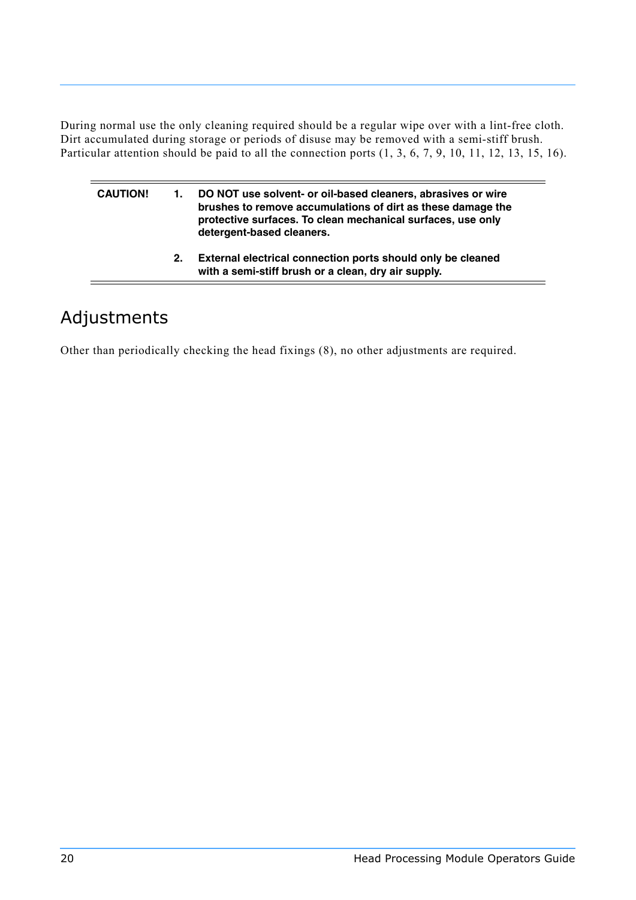During normal use the only cleaning required should be a regular wipe over with a lint-free cloth. Dirt accumulated during storage or periods of disuse may be removed with a semi-stiff brush. Particular attention should be paid to all the connection ports (1, 3, 6, 7, 9, 10, 11, 12, 13, 15, 16).

**CAUTION!**

1. **DO NOT use solvent- or oil-based cleaners, abrasives or wire brushes to remove accumulations of dirt as these damage the protective surfaces. To clean mechanical surfaces, use only detergent-based cleaners.**
2. **External electrical connection ports should only be cleaned with a semi-stiff brush or a clean, dry air supply.**

## Adjustments

Other than periodically checking the head fixings (8), no other adjustments are required.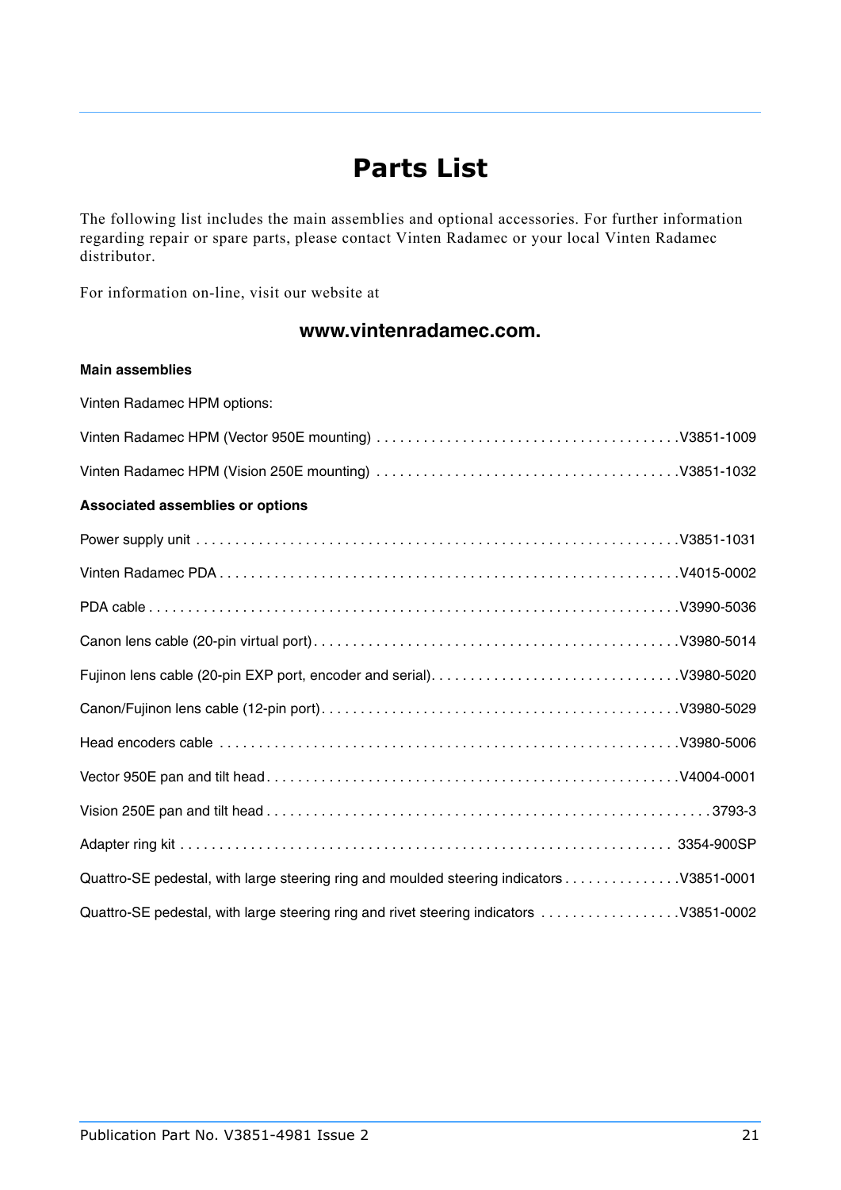# Parts List

The following list includes the main assemblies and optional accessories. For further information regarding repair or spare parts, please contact Vinten Radamec or your local Vinten Radamec distributor.

For information on-line, visit our website at

**www.vintenradamec.com.**

**Main assemblies**

Vinten Radamec HPM options:

Vinten Radamec HPM (Vector 950E mounting) . . . . . . . . . . . . . . . . . . . . . . . . . . . . . . . . . . . . . .V3851-1009

Vinten Radamec HPM (Vision 250E mounting) . . . . . . . . . . . . . . . . . . . . . . . . . . . . . . . . . . . . . .V3851-1032

**Associated assemblies or options**

Power supply unit . . . . . . . . . . . . . . . . . . . . . . . . . . . . . . . . . . . . . . . . . . . . . . . . . . . . . . . . . . . . .V3851-1031

Vinten Radamec PDA . . . . . . . . . . . . . . . . . . . . . . . . . . . . . . . . . . . . . . . . . . . . . . . . . . . . . . . . . .V4015-0002

PDA cable . . . . . . . . . . . . . . . . . . . . . . . . . . . . . . . . . . . . . . . . . . . . . . . . . . . . . . . . . . . . . . . . . . .V3990-5036

Canon lens cable (20-pin virtual port). . . . . . . . . . . . . . . . . . . . . . . . . . . . . . . . . . . . . . . . . . . . . .V3980-5014

Fujinon lens cable (20-pin EXP port, encoder and serial). . . . . . . . . . . . . . . . . . . . . . . . . . . . . . .V3980-5020

Canon/Fujinon lens cable (12-pin port). . . . . . . . . . . . . . . . . . . . . . . . . . . . . . . . . . . . . . . . . . . . .V3980-5029

Head encoders cable . . . . . . . . . . . . . . . . . . . . . . . . . . . . . . . . . . . . . . . . . . . . . . . . . . . . . . . . .V3980-5006

Vector 950E pan and tilt head. . . . . . . . . . . . . . . . . . . . . . . . . . . . . . . . . . . . . . . . . . . . . . . . . . . .V4004-0001

Vision 250E pan and tilt head . . . . . . . . . . . . . . . . . . . . . . . . . . . . . . . . . . . . . . . . . . . . . . . . . . . . . . . .3793-3

Adapter ring kit . . . . . . . . . . . . . . . . . . . . . . . . . . . . . . . . . . . . . . . . . . . . . . . . . . . . . . . . . . . . . . . 3354-900SP

Quattro-SE pedestal, with large steering ring and moulded steering indicators . . . . . . . . . . . . . . .V3851-0001

Quattro-SE pedestal, with large steering ring and rivet steering indicators . . . . . . . . . . . . . . . . . .V3851-0002

Publication Part No. V3851-4981 Issue 2